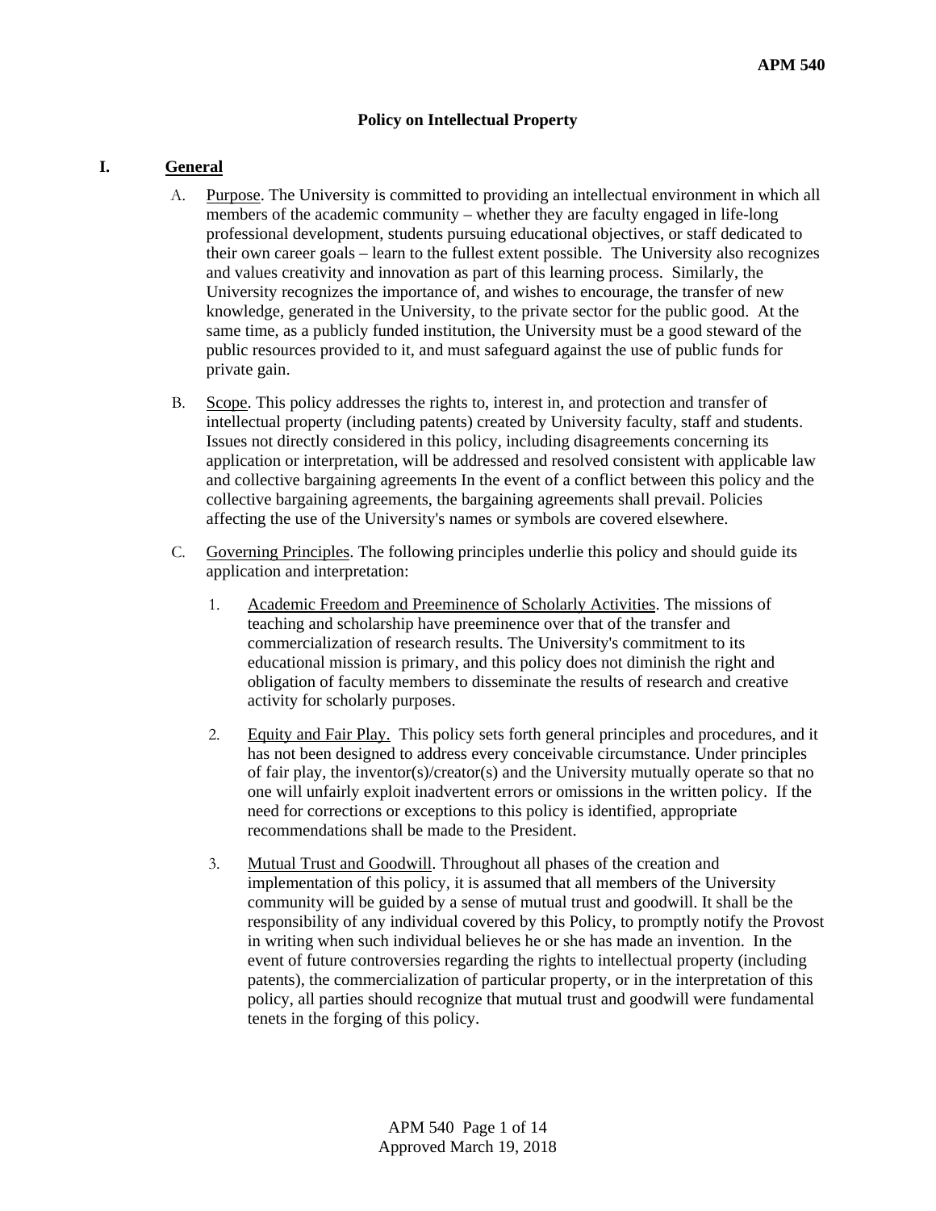# Policy on Intellectual Property

## I. General

A. Purpose. The University is committed to providing an intellectual environment in which all members of the academic community – whether they are faculty engaged in life-long professional development, students pursuing educational objectives, or staff dedicated to their own career goals – learn to the fullest extent possible. The University also recognizes and values creativity and innovation as part of this learning process. Similarly, the University recognizes the importance of, and wishes to encourage, the transfer of new knowledge, generated in the University, to the private sector for the public good. At the same time, as a publicly funded institution, the University must be a good steward of the public resources provided to it, and must safeguard against the use of public funds for private gain.

B. Scope. This policy addresses the rights to, interest in, and protection and transfer of intellectual property (including patents) created by University faculty, staff and students. Issues not directly considered in this policy, including disagreements concerning its application or interpretation, will be addressed and resolved consistent with applicable law and collective bargaining agreements In the event of a conflict between this policy and the collective bargaining agreements, the bargaining agreements shall prevail. Policies affecting the use of the University's names or symbols are covered elsewhere.

C. Governing Principles. The following principles underlie this policy and should guide its application and interpretation:

1. Academic Freedom and Preeminence of Scholarly Activities. The missions of teaching and scholarship have preeminence over that of the transfer and commercialization of research results. The University's commitment to its educational mission is primary, and this policy does not diminish the right and obligation of faculty members to disseminate the results of research and creative activity for scholarly purposes.

2. Equity and Fair Play. This policy sets forth general principles and procedures, and it has not been designed to address every conceivable circumstance. Under principles of fair play, the inventor(s)/creator(s) and the University mutually operate so that no one will unfairly exploit inadvertent errors or omissions in the written policy. If the need for corrections or exceptions to this policy is identified, appropriate recommendations shall be made to the President.

3. Mutual Trust and Goodwill. Throughout all phases of the creation and implementation of this policy, it is assumed that all members of the University community will be guided by a sense of mutual trust and goodwill. It shall be the responsibility of any individual covered by this Policy, to promptly notify the Provost in writing when such individual believes he or she has made an invention. In the event of future controversies regarding the rights to intellectual property (including patents), the commercialization of particular property, or in the interpretation of this policy, all parties should recognize that mutual trust and goodwill were fundamental tenets in the forging of this policy.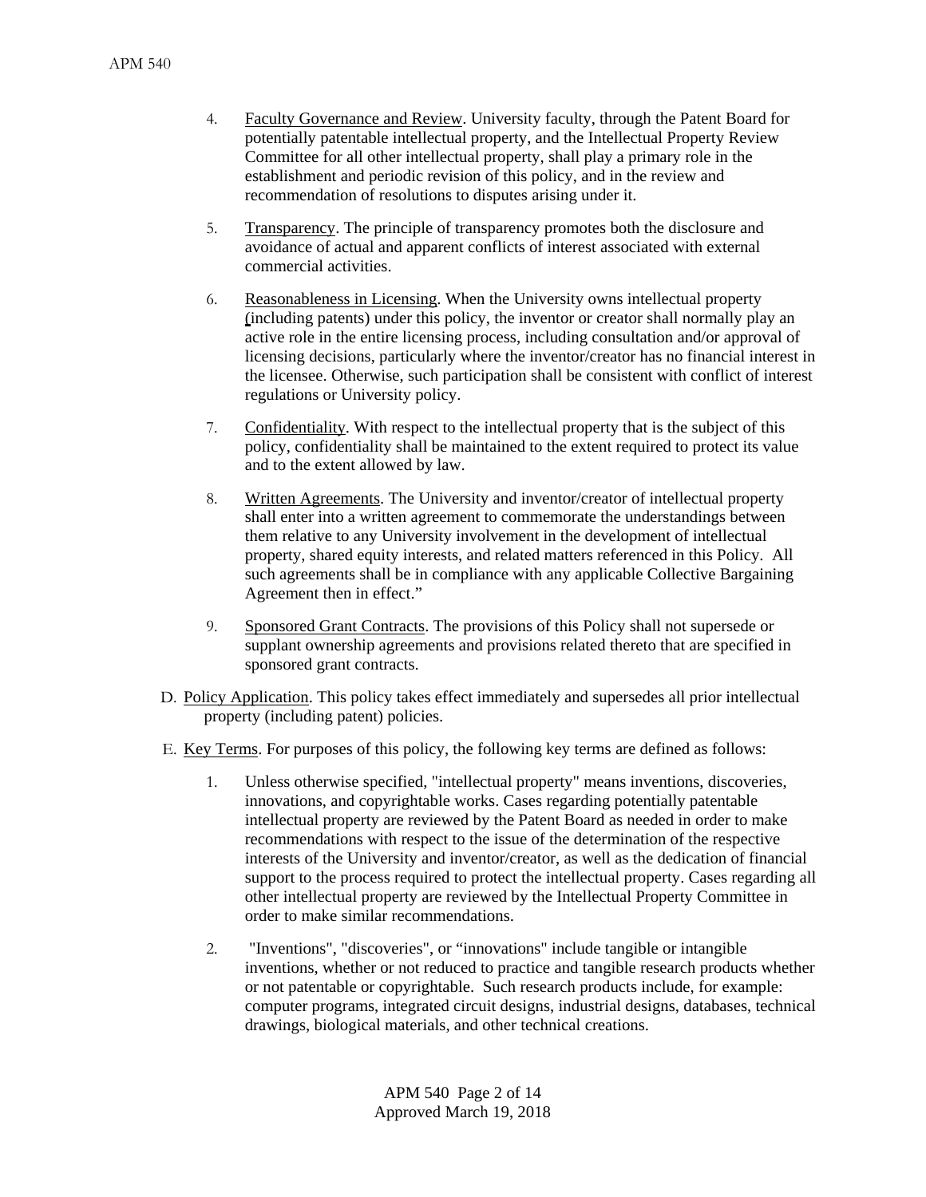4. Faculty Governance and Review. University faculty, through the Patent Board for potentially patentable intellectual property, and the Intellectual Property Review Committee for all other intellectual property, shall play a primary role in the establishment and periodic revision of this policy, and in the review and recommendation of resolutions to disputes arising under it.

5. Transparency. The principle of transparency promotes both the disclosure and avoidance of actual and apparent conflicts of interest associated with external commercial activities.

6. Reasonableness in Licensing. When the University owns intellectual property (including patents) under this policy, the inventor or creator shall normally play an active role in the entire licensing process, including consultation and/or approval of licensing decisions, particularly where the inventor/creator has no financial interest in the licensee. Otherwise, such participation shall be consistent with conflict of interest regulations or University policy.

7. Confidentiality. With respect to the intellectual property that is the subject of this policy, confidentiality shall be maintained to the extent required to protect its value and to the extent allowed by law.

8. Written Agreements. The University and inventor/creator of intellectual property shall enter into a written agreement to commemorate the understandings between them relative to any University involvement in the development of intellectual property, shared equity interests, and related matters referenced in this Policy. All such agreements shall be in compliance with any applicable Collective Bargaining Agreement then in effect."

9. Sponsored Grant Contracts. The provisions of this Policy shall not supersede or supplant ownership agreements and provisions related thereto that are specified in sponsored grant contracts.

D. Policy Application. This policy takes effect immediately and supersedes all prior intellectual property (including patent) policies.

E. Key Terms. For purposes of this policy, the following key terms are defined as follows:

1. Unless otherwise specified, "intellectual property" means inventions, discoveries, innovations, and copyrightable works. Cases regarding potentially patentable intellectual property are reviewed by the Patent Board as needed in order to make recommendations with respect to the issue of the determination of the respective interests of the University and inventor/creator, as well as the dedication of financial support to the process required to protect the intellectual property. Cases regarding all other intellectual property are reviewed by the Intellectual Property Committee in order to make similar recommendations.

2. "Inventions", "discoveries", or "innovations" include tangible or intangible inventions, whether or not reduced to practice and tangible research products whether or not patentable or copyrightable. Such research products include, for example: computer programs, integrated circuit designs, industrial designs, databases, technical drawings, biological materials, and other technical creations.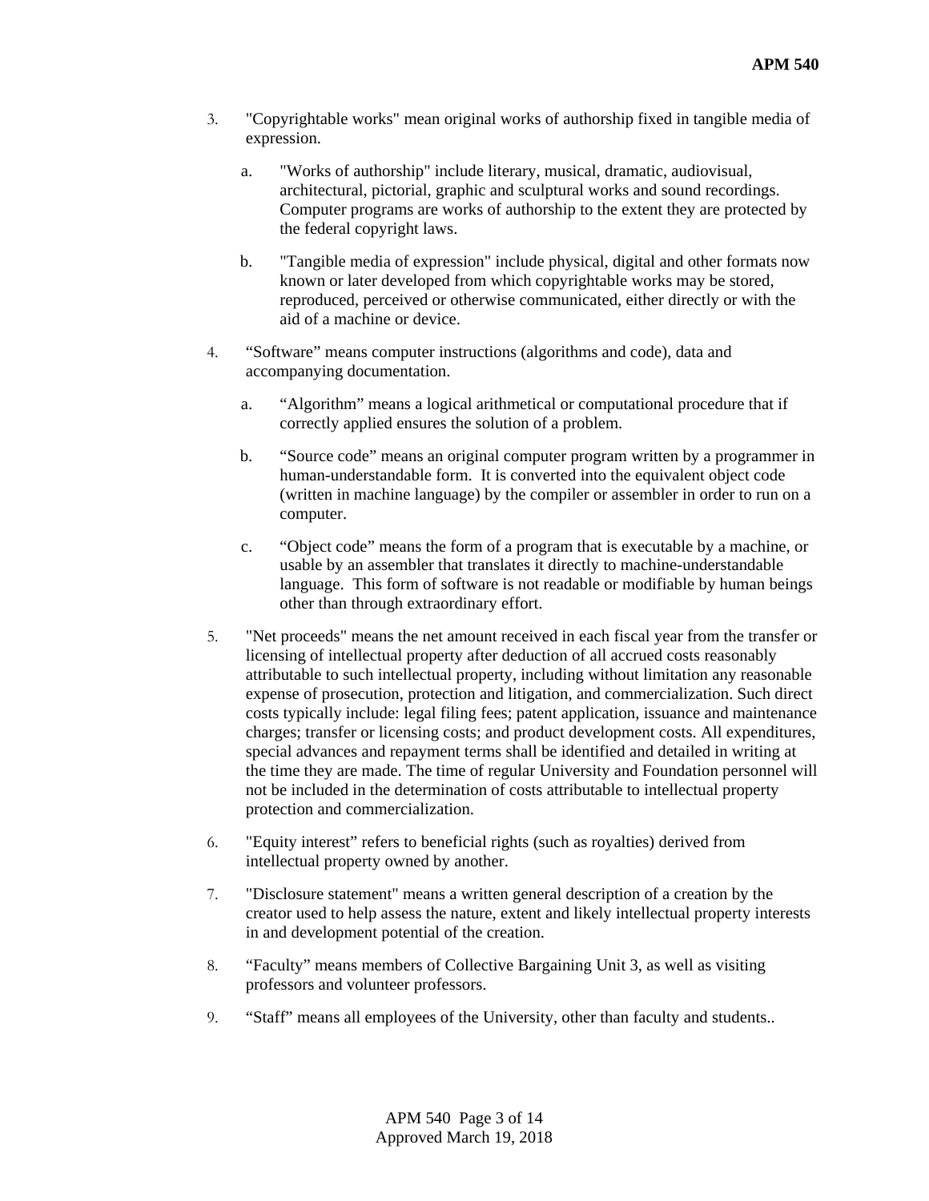3. "Copyrightable works" mean original works of authorship fixed in tangible media of expression.

   a. "Works of authorship" include literary, musical, dramatic, audiovisual, architectural, pictorial, graphic and sculptural works and sound recordings. Computer programs are works of authorship to the extent they are protected by the federal copyright laws.

   b. "Tangible media of expression" include physical, digital and other formats now known or later developed from which copyrightable works may be stored, reproduced, perceived or otherwise communicated, either directly or with the aid of a machine or device.

4. "Software" means computer instructions (algorithms and code), data and accompanying documentation.

   a. "Algorithm" means a logical arithmetical or computational procedure that if correctly applied ensures the solution of a problem.

   b. "Source code" means an original computer program written by a programmer in human-understandable form. It is converted into the equivalent object code (written in machine language) by the compiler or assembler in order to run on a computer.

   c. "Object code" means the form of a program that is executable by a machine, or usable by an assembler that translates it directly to machine-understandable language. This form of software is not readable or modifiable by human beings other than through extraordinary effort.

5. "Net proceeds" means the net amount received in each fiscal year from the transfer or licensing of intellectual property after deduction of all accrued costs reasonably attributable to such intellectual property, including without limitation any reasonable expense of prosecution, protection and litigation, and commercialization. Such direct costs typically include: legal filing fees; patent application, issuance and maintenance charges; transfer or licensing costs; and product development costs. All expenditures, special advances and repayment terms shall be identified and detailed in writing at the time they are made. The time of regular University and Foundation personnel will not be included in the determination of costs attributable to intellectual property protection and commercialization.

6. "Equity interest" refers to beneficial rights (such as royalties) derived from intellectual property owned by another.

7. "Disclosure statement" means a written general description of a creation by the creator used to help assess the nature, extent and likely intellectual property interests in and development potential of the creation.

8. "Faculty" means members of Collective Bargaining Unit 3, as well as visiting professors and volunteer professors.

9. "Staff" means all employees of the University, other than faculty and students..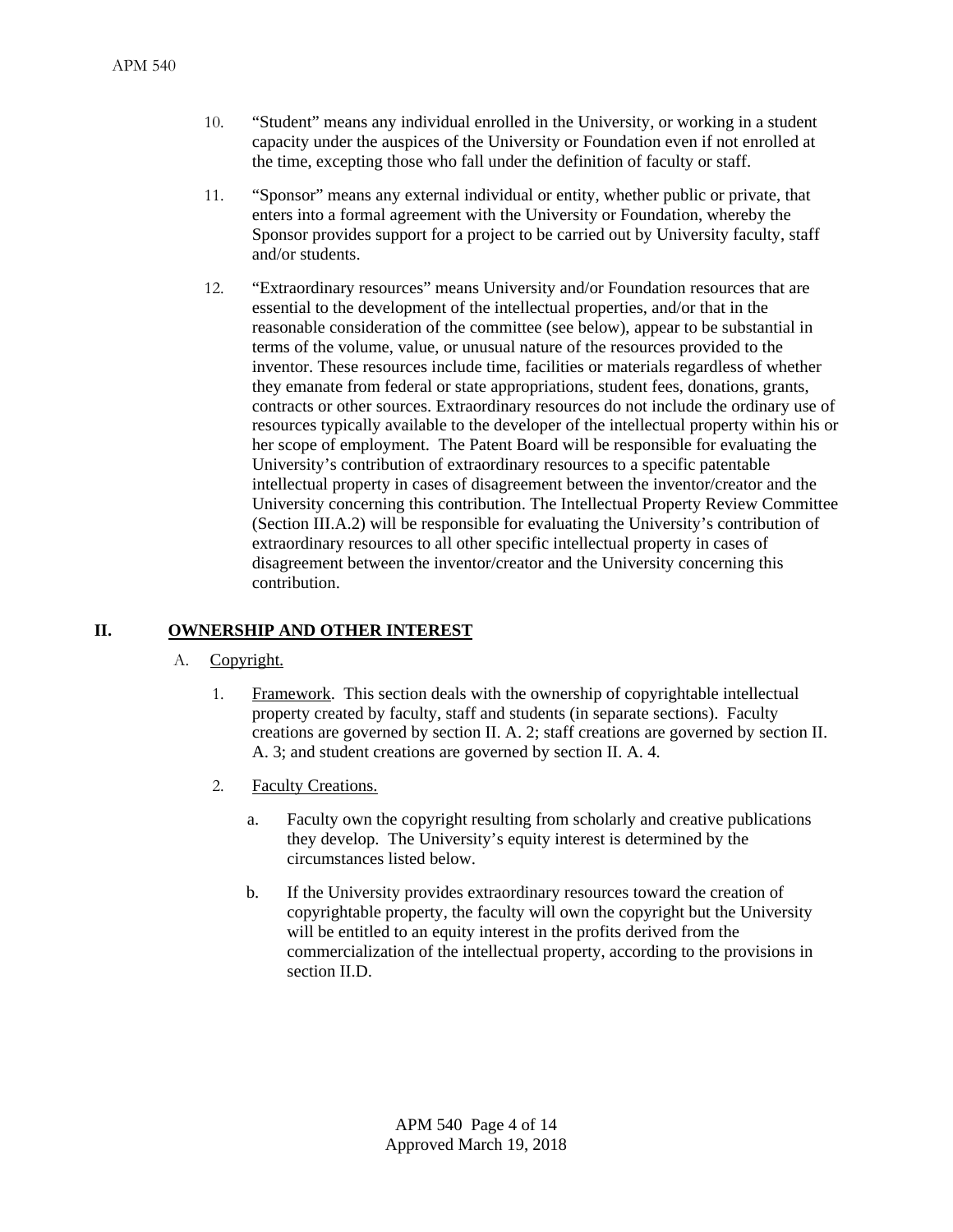10. "Student" means any individual enrolled in the University, or working in a student capacity under the auspices of the University or Foundation even if not enrolled at the time, excepting those who fall under the definition of faculty or staff.

11. "Sponsor" means any external individual or entity, whether public or private, that enters into a formal agreement with the University or Foundation, whereby the Sponsor provides support for a project to be carried out by University faculty, staff and/or students.

12. "Extraordinary resources" means University and/or Foundation resources that are essential to the development of the intellectual properties, and/or that in the reasonable consideration of the committee (see below), appear to be substantial in terms of the volume, value, or unusual nature of the resources provided to the inventor. These resources include time, facilities or materials regardless of whether they emanate from federal or state appropriations, student fees, donations, grants, contracts or other sources. Extraordinary resources do not include the ordinary use of resources typically available to the developer of the intellectual property within his or her scope of employment. The Patent Board will be responsible for evaluating the University's contribution of extraordinary resources to a specific patentable intellectual property in cases of disagreement between the inventor/creator and the University concerning this contribution. The Intellectual Property Review Committee (Section III.A.2) will be responsible for evaluating the University's contribution of extraordinary resources to all other specific intellectual property in cases of disagreement between the inventor/creator and the University concerning this contribution.

## II. OWNERSHIP AND OTHER INTEREST

### A. Copyright.

1. Framework. This section deals with the ownership of copyrightable intellectual property created by faculty, staff and students (in separate sections). Faculty creations are governed by section II. A. 2; staff creations are governed by section II. A. 3; and student creations are governed by section II. A. 4.

2. Faculty Creations.

    a. Faculty own the copyright resulting from scholarly and creative publications they develop. The University's equity interest is determined by the circumstances listed below.

    b. If the University provides extraordinary resources toward the creation of copyrightable property, the faculty will own the copyright but the University will be entitled to an equity interest in the profits derived from the commercialization of the intellectual property, according to the provisions in section II.D.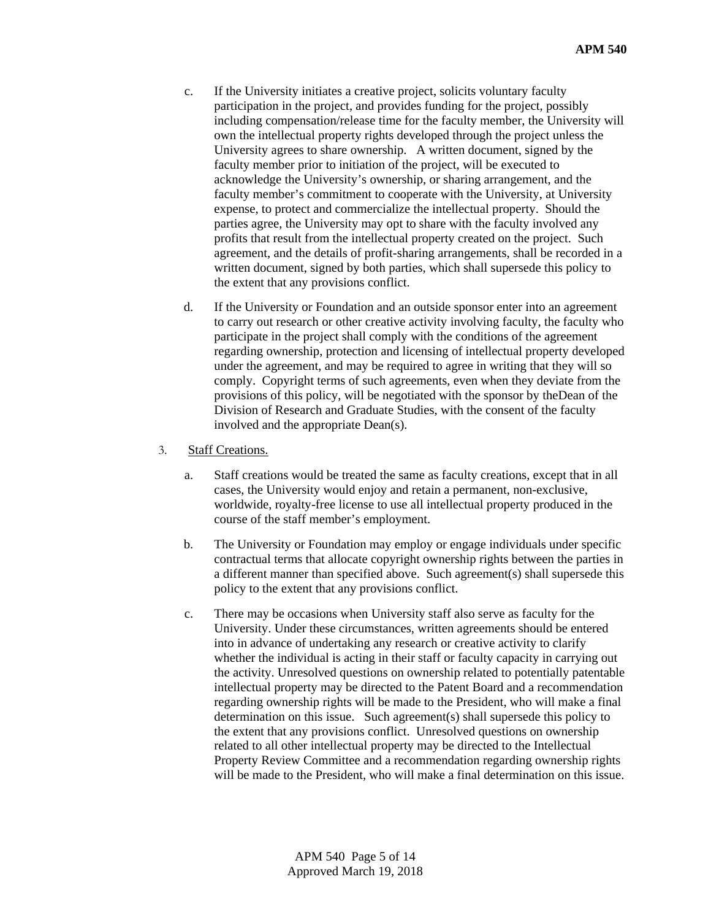c. If the University initiates a creative project, solicits voluntary faculty participation in the project, and provides funding for the project, possibly including compensation/release time for the faculty member, the University will own the intellectual property rights developed through the project unless the University agrees to share ownership. A written document, signed by the faculty member prior to initiation of the project, will be executed to acknowledge the University's ownership, or sharing arrangement, and the faculty member's commitment to cooperate with the University, at University expense, to protect and commercialize the intellectual property. Should the parties agree, the University may opt to share with the faculty involved any profits that result from the intellectual property created on the project. Such agreement, and the details of profit-sharing arrangements, shall be recorded in a written document, signed by both parties, which shall supersede this policy to the extent that any provisions conflict.

d. If the University or Foundation and an outside sponsor enter into an agreement to carry out research or other creative activity involving faculty, the faculty who participate in the project shall comply with the conditions of the agreement regarding ownership, protection and licensing of intellectual property developed under the agreement, and may be required to agree in writing that they will so comply. Copyright terms of such agreements, even when they deviate from the provisions of this policy, will be negotiated with the sponsor by theDean of the Division of Research and Graduate Studies, with the consent of the faculty involved and the appropriate Dean(s).

3. Staff Creations.

a. Staff creations would be treated the same as faculty creations, except that in all cases, the University would enjoy and retain a permanent, non-exclusive, worldwide, royalty-free license to use all intellectual property produced in the course of the staff member's employment.

b. The University or Foundation may employ or engage individuals under specific contractual terms that allocate copyright ownership rights between the parties in a different manner than specified above. Such agreement(s) shall supersede this policy to the extent that any provisions conflict.

c. There may be occasions when University staff also serve as faculty for the University. Under these circumstances, written agreements should be entered into in advance of undertaking any research or creative activity to clarify whether the individual is acting in their staff or faculty capacity in carrying out the activity. Unresolved questions on ownership related to potentially patentable intellectual property may be directed to the Patent Board and a recommendation regarding ownership rights will be made to the President, who will make a final determination on this issue. Such agreement(s) shall supersede this policy to the extent that any provisions conflict. Unresolved questions on ownership related to all other intellectual property may be directed to the Intellectual Property Review Committee and a recommendation regarding ownership rights will be made to the President, who will make a final determination on this issue.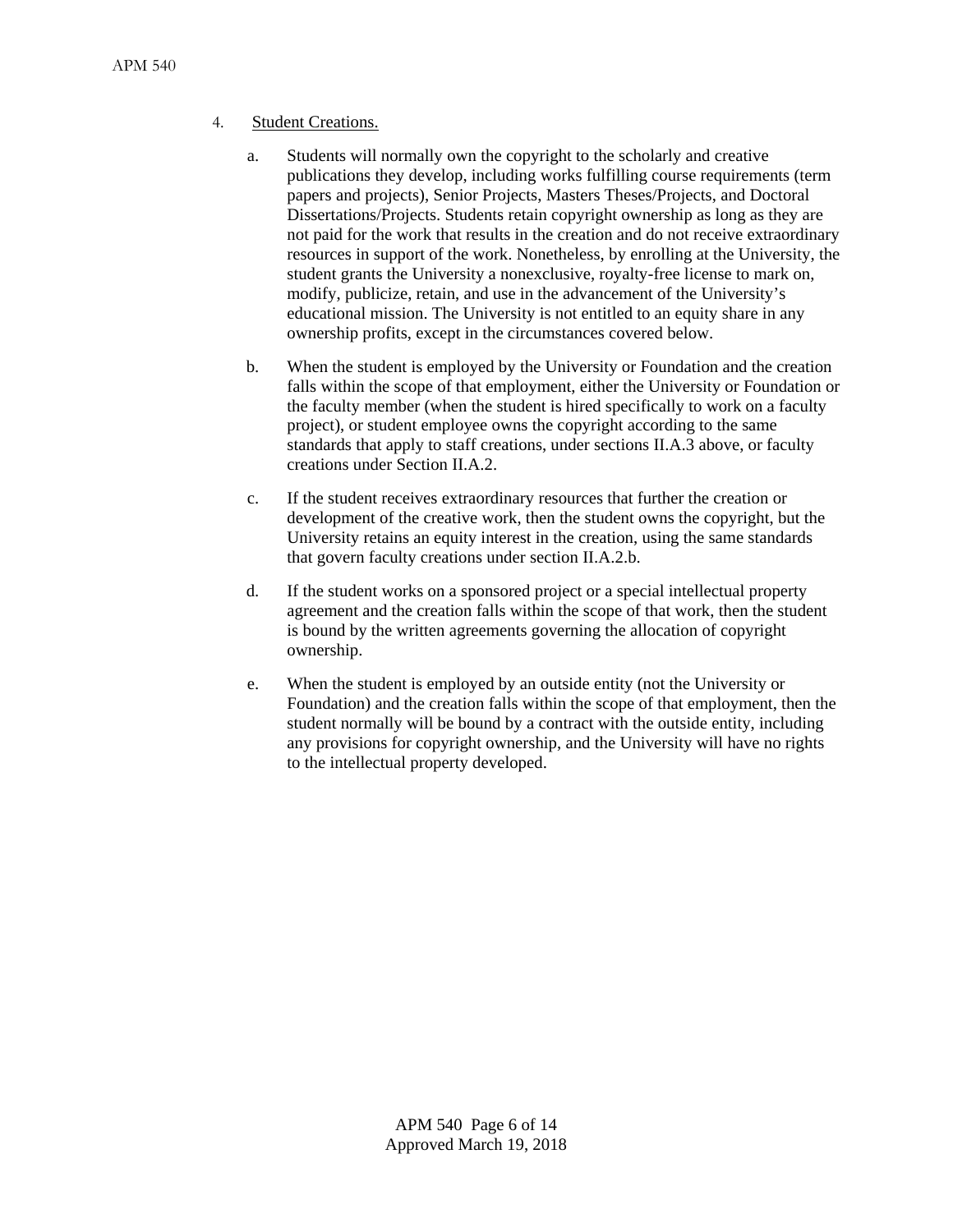4. <u>Student Creations.</u>

   a. Students will normally own the copyright to the scholarly and creative publications they develop, including works fulfilling course requirements (term papers and projects), Senior Projects, Masters Theses/Projects, and Doctoral Dissertations/Projects. Students retain copyright ownership as long as they are not paid for the work that results in the creation and do not receive extraordinary resources in support of the work. Nonetheless, by enrolling at the University, the student grants the University a nonexclusive, royalty-free license to mark on, modify, publicize, retain, and use in the advancement of the University's educational mission. The University is not entitled to an equity share in any ownership profits, except in the circumstances covered below.

   b. When the student is employed by the University or Foundation and the creation falls within the scope of that employment, either the University or Foundation or the faculty member (when the student is hired specifically to work on a faculty project), or student employee owns the copyright according to the same standards that apply to staff creations, under sections II.A.3 above, or faculty creations under Section II.A.2.

   c. If the student receives extraordinary resources that further the creation or development of the creative work, then the student owns the copyright, but the University retains an equity interest in the creation, using the same standards that govern faculty creations under section II.A.2.b.

   d. If the student works on a sponsored project or a special intellectual property agreement and the creation falls within the scope of that work, then the student is bound by the written agreements governing the allocation of copyright ownership.

   e. When the student is employed by an outside entity (not the University or Foundation) and the creation falls within the scope of that employment, then the student normally will be bound by a contract with the outside entity, including any provisions for copyright ownership, and the University will have no rights to the intellectual property developed.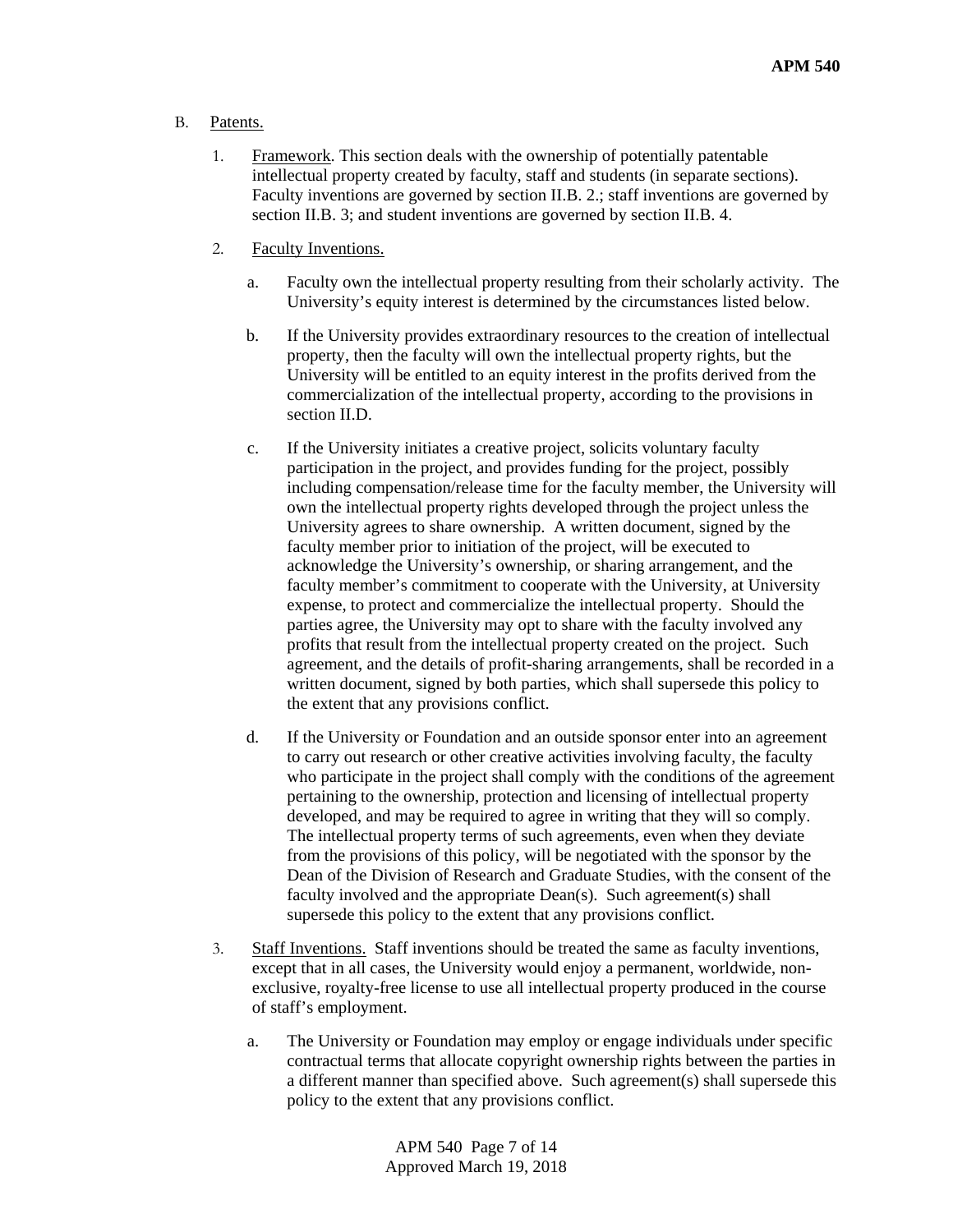B. <u>Patents.</u>

1. <u>Framework</u>. This section deals with the ownership of potentially patentable intellectual property created by faculty, staff and students (in separate sections). Faculty inventions are governed by section II.B. 2.; staff inventions are governed by section II.B. 3; and student inventions are governed by section II.B. 4.

2. <u>Faculty Inventions.</u>

   a. Faculty own the intellectual property resulting from their scholarly activity. The University's equity interest is determined by the circumstances listed below.

   b. If the University provides extraordinary resources to the creation of intellectual property, then the faculty will own the intellectual property rights, but the University will be entitled to an equity interest in the profits derived from the commercialization of the intellectual property, according to the provisions in section II.D.

   c. If the University initiates a creative project, solicits voluntary faculty participation in the project, and provides funding for the project, possibly including compensation/release time for the faculty member, the University will own the intellectual property rights developed through the project unless the University agrees to share ownership. A written document, signed by the faculty member prior to initiation of the project, will be executed to acknowledge the University's ownership, or sharing arrangement, and the faculty member's commitment to cooperate with the University, at University expense, to protect and commercialize the intellectual property. Should the parties agree, the University may opt to share with the faculty involved any profits that result from the intellectual property created on the project. Such agreement, and the details of profit-sharing arrangements, shall be recorded in a written document, signed by both parties, which shall supersede this policy to the extent that any provisions conflict.

   d. If the University or Foundation and an outside sponsor enter into an agreement to carry out research or other creative activities involving faculty, the faculty who participate in the project shall comply with the conditions of the agreement pertaining to the ownership, protection and licensing of intellectual property developed, and may be required to agree in writing that they will so comply. The intellectual property terms of such agreements, even when they deviate from the provisions of this policy, will be negotiated with the sponsor by the Dean of the Division of Research and Graduate Studies, with the consent of the faculty involved and the appropriate Dean(s). Such agreement(s) shall supersede this policy to the extent that any provisions conflict.

3. <u>Staff Inventions.</u> Staff inventions should be treated the same as faculty inventions, except that in all cases, the University would enjoy a permanent, worldwide, non-exclusive, royalty-free license to use all intellectual property produced in the course of staff's employment.

   a. The University or Foundation may employ or engage individuals under specific contractual terms that allocate copyright ownership rights between the parties in a different manner than specified above. Such agreement(s) shall supersede this policy to the extent that any provisions conflict.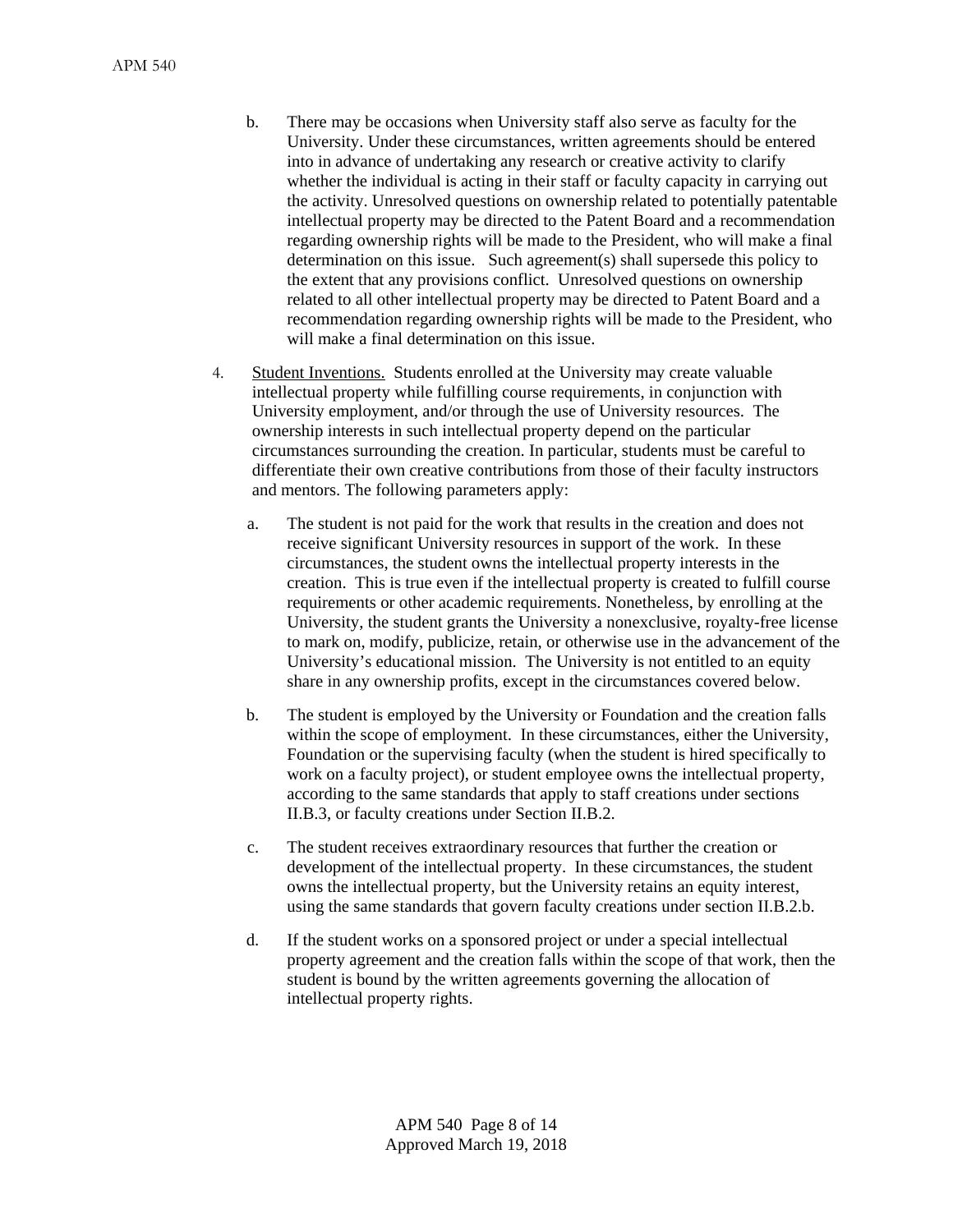b. There may be occasions when University staff also serve as faculty for the University. Under these circumstances, written agreements should be entered into in advance of undertaking any research or creative activity to clarify whether the individual is acting in their staff or faculty capacity in carrying out the activity. Unresolved questions on ownership related to potentially patentable intellectual property may be directed to the Patent Board and a recommendation regarding ownership rights will be made to the President, who will make a final determination on this issue. Such agreement(s) shall supersede this policy to the extent that any provisions conflict. Unresolved questions on ownership related to all other intellectual property may be directed to Patent Board and a recommendation regarding ownership rights will be made to the President, who will make a final determination on this issue.

4. <u>Student Inventions.</u> Students enrolled at the University may create valuable intellectual property while fulfilling course requirements, in conjunction with University employment, and/or through the use of University resources. The ownership interests in such intellectual property depend on the particular circumstances surrounding the creation. In particular, students must be careful to differentiate their own creative contributions from those of their faculty instructors and mentors. The following parameters apply:

   a. The student is not paid for the work that results in the creation and does not receive significant University resources in support of the work. In these circumstances, the student owns the intellectual property interests in the creation. This is true even if the intellectual property is created to fulfill course requirements or other academic requirements. Nonetheless, by enrolling at the University, the student grants the University a nonexclusive, royalty-free license to mark on, modify, publicize, retain, or otherwise use in the advancement of the University's educational mission. The University is not entitled to an equity share in any ownership profits, except in the circumstances covered below.

   b. The student is employed by the University or Foundation and the creation falls within the scope of employment. In these circumstances, either the University, Foundation or the supervising faculty (when the student is hired specifically to work on a faculty project), or student employee owns the intellectual property, according to the same standards that apply to staff creations under sections II.B.3, or faculty creations under Section II.B.2.

   c. The student receives extraordinary resources that further the creation or development of the intellectual property. In these circumstances, the student owns the intellectual property, but the University retains an equity interest, using the same standards that govern faculty creations under section II.B.2.b.

   d. If the student works on a sponsored project or under a special intellectual property agreement and the creation falls within the scope of that work, then the student is bound by the written agreements governing the allocation of intellectual property rights.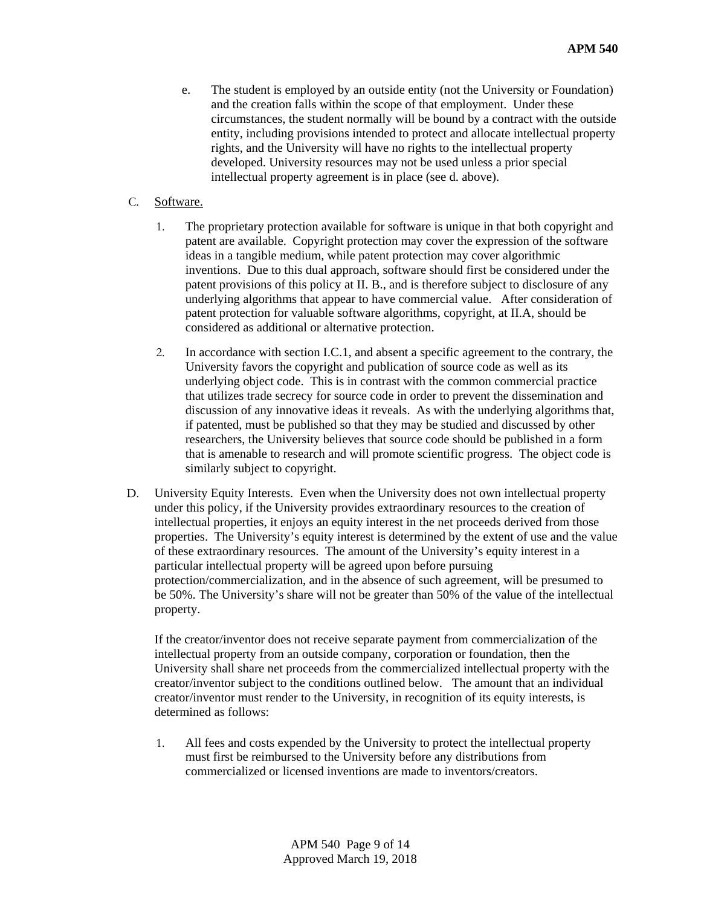e. The student is employed by an outside entity (not the University or Foundation) and the creation falls within the scope of that employment. Under these circumstances, the student normally will be bound by a contract with the outside entity, including provisions intended to protect and allocate intellectual property rights, and the University will have no rights to the intellectual property developed. University resources may not be used unless a prior special intellectual property agreement is in place (see d. above).

C. Software.

1. The proprietary protection available for software is unique in that both copyright and patent are available. Copyright protection may cover the expression of the software ideas in a tangible medium, while patent protection may cover algorithmic inventions. Due to this dual approach, software should first be considered under the patent provisions of this policy at II. B., and is therefore subject to disclosure of any underlying algorithms that appear to have commercial value. After consideration of patent protection for valuable software algorithms, copyright, at II.A, should be considered as additional or alternative protection.

2. In accordance with section I.C.1, and absent a specific agreement to the contrary, the University favors the copyright and publication of source code as well as its underlying object code. This is in contrast with the common commercial practice that utilizes trade secrecy for source code in order to prevent the dissemination and discussion of any innovative ideas it reveals. As with the underlying algorithms that, if patented, must be published so that they may be studied and discussed by other researchers, the University believes that source code should be published in a form that is amenable to research and will promote scientific progress. The object code is similarly subject to copyright.

D. University Equity Interests. Even when the University does not own intellectual property under this policy, if the University provides extraordinary resources to the creation of intellectual properties, it enjoys an equity interest in the net proceeds derived from those properties. The University's equity interest is determined by the extent of use and the value of these extraordinary resources. The amount of the University's equity interest in a particular intellectual property will be agreed upon before pursuing protection/commercialization, and in the absence of such agreement, will be presumed to be 50%. The University's share will not be greater than 50% of the value of the intellectual property.

If the creator/inventor does not receive separate payment from commercialization of the intellectual property from an outside company, corporation or foundation, then the University shall share net proceeds from the commercialized intellectual property with the creator/inventor subject to the conditions outlined below. The amount that an individual creator/inventor must render to the University, in recognition of its equity interests, is determined as follows:

1. All fees and costs expended by the University to protect the intellectual property must first be reimbursed to the University before any distributions from commercialized or licensed inventions are made to inventors/creators.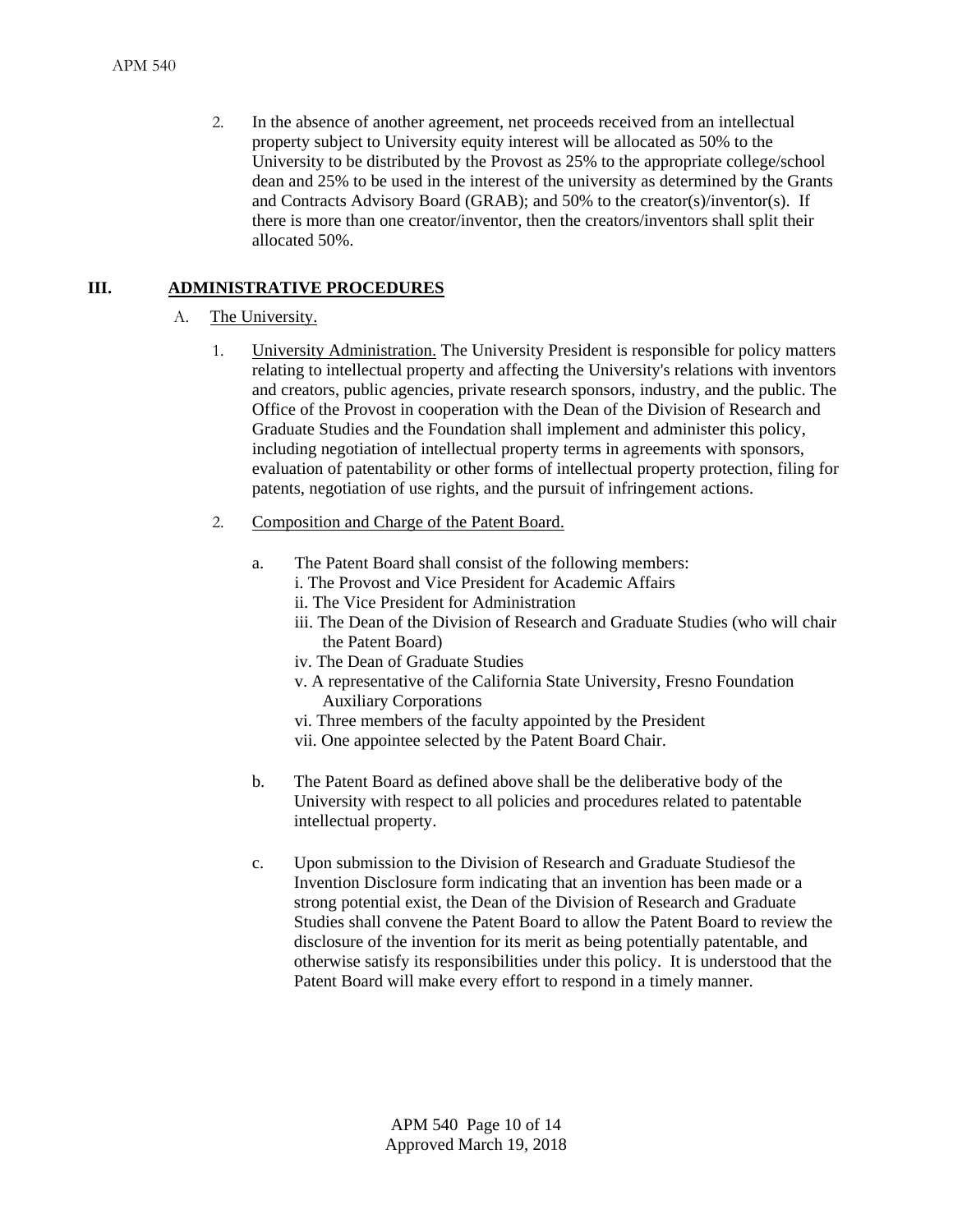2. In the absence of another agreement, net proceeds received from an intellectual property subject to University equity interest will be allocated as 50% to the University to be distributed by the Provost as 25% to the appropriate college/school dean and 25% to be used in the interest of the university as determined by the Grants and Contracts Advisory Board (GRAB); and 50% to the creator(s)/inventor(s). If there is more than one creator/inventor, then the creators/inventors shall split their allocated 50%.

## III. ADMINISTRATIVE PROCEDURES

A. The University.

1. University Administration. The University President is responsible for policy matters relating to intellectual property and affecting the University's relations with inventors and creators, public agencies, private research sponsors, industry, and the public. The Office of the Provost in cooperation with the Dean of the Division of Research and Graduate Studies and the Foundation shall implement and administer this policy, including negotiation of intellectual property terms in agreements with sponsors, evaluation of patentability or other forms of intellectual property protection, filing for patents, negotiation of use rights, and the pursuit of infringement actions.

2. Composition and Charge of the Patent Board.

   a. The Patent Board shall consist of the following members:
      i. The Provost and Vice President for Academic Affairs
      ii. The Vice President for Administration
      iii. The Dean of the Division of Research and Graduate Studies (who will chair the Patent Board)
      iv. The Dean of Graduate Studies
      v. A representative of the California State University, Fresno Foundation Auxiliary Corporations
      vi. Three members of the faculty appointed by the President
      vii. One appointee selected by the Patent Board Chair.

   b. The Patent Board as defined above shall be the deliberative body of the University with respect to all policies and procedures related to patentable intellectual property.

   c. Upon submission to the Division of Research and Graduate Studiesof the Invention Disclosure form indicating that an invention has been made or a strong potential exist, the Dean of the Division of Research and Graduate Studies shall convene the Patent Board to allow the Patent Board to review the disclosure of the invention for its merit as being potentially patentable, and otherwise satisfy its responsibilities under this policy. It is understood that the Patent Board will make every effort to respond in a timely manner.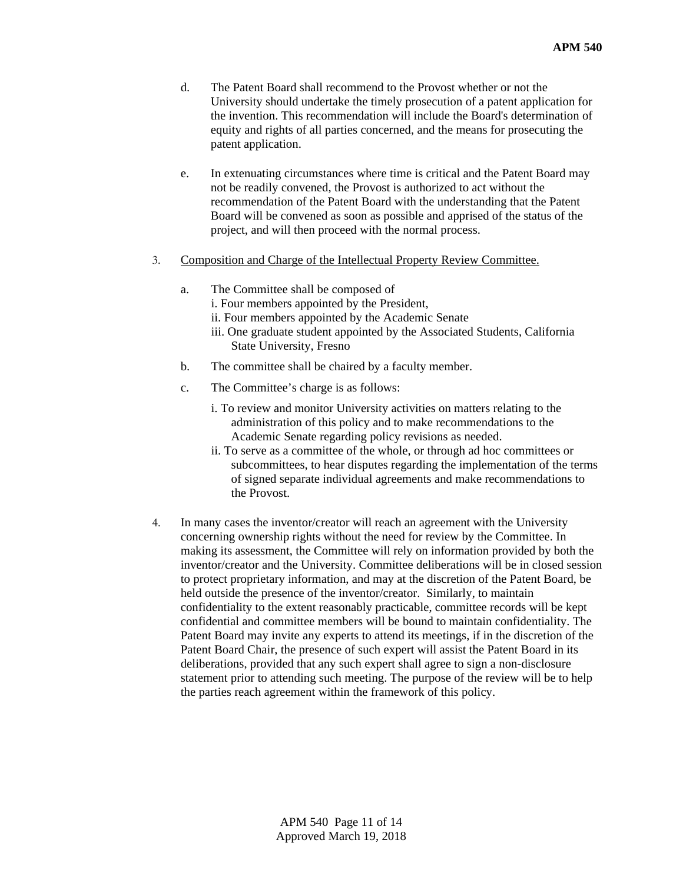d. The Patent Board shall recommend to the Provost whether or not the University should undertake the timely prosecution of a patent application for the invention. This recommendation will include the Board's determination of equity and rights of all parties concerned, and the means for prosecuting the patent application.

e. In extenuating circumstances where time is critical and the Patent Board may not be readily convened, the Provost is authorized to act without the recommendation of the Patent Board with the understanding that the Patent Board will be convened as soon as possible and apprised of the status of the project, and will then proceed with the normal process.

3. Composition and Charge of the Intellectual Property Review Committee.

   a. The Committee shall be composed of
      i. Four members appointed by the President,
      ii. Four members appointed by the Academic Senate
      iii. One graduate student appointed by the Associated Students, California State University, Fresno

   b. The committee shall be chaired by a faculty member.

   c. The Committee's charge is as follows:

      i. To review and monitor University activities on matters relating to the administration of this policy and to make recommendations to the Academic Senate regarding policy revisions as needed.
      ii. To serve as a committee of the whole, or through ad hoc committees or subcommittees, to hear disputes regarding the implementation of the terms of signed separate individual agreements and make recommendations to the Provost.

4. In many cases the inventor/creator will reach an agreement with the University concerning ownership rights without the need for review by the Committee. In making its assessment, the Committee will rely on information provided by both the inventor/creator and the University. Committee deliberations will be in closed session to protect proprietary information, and may at the discretion of the Patent Board, be held outside the presence of the inventor/creator. Similarly, to maintain confidentiality to the extent reasonably practicable, committee records will be kept confidential and committee members will be bound to maintain confidentiality. The Patent Board may invite any experts to attend its meetings, if in the discretion of the Patent Board Chair, the presence of such expert will assist the Patent Board in its deliberations, provided that any such expert shall agree to sign a non-disclosure statement prior to attending such meeting. The purpose of the review will be to help the parties reach agreement within the framework of this policy.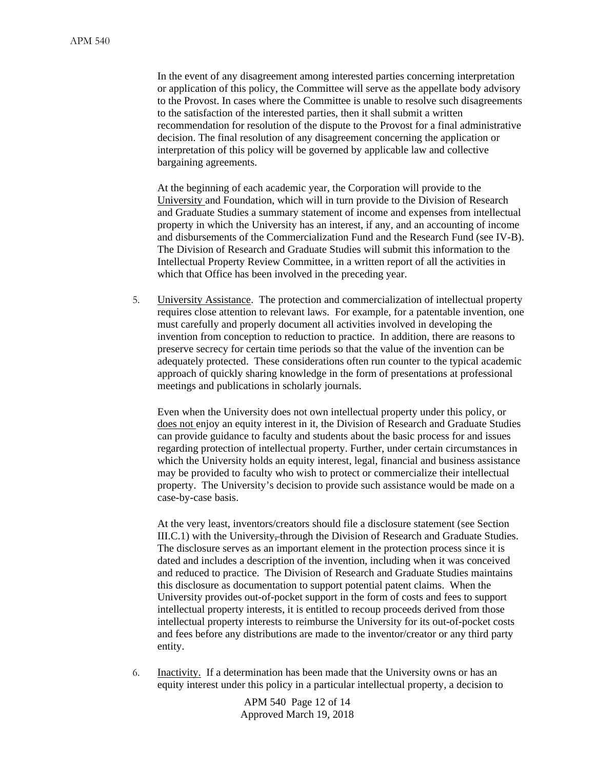In the event of any disagreement among interested parties concerning interpretation or application of this policy, the Committee will serve as the appellate body advisory to the Provost. In cases where the Committee is unable to resolve such disagreements to the satisfaction of the interested parties, then it shall submit a written recommendation for resolution of the dispute to the Provost for a final administrative decision. The final resolution of any disagreement concerning the application or interpretation of this policy will be governed by applicable law and collective bargaining agreements.

At the beginning of each academic year, the Corporation will provide to the University and Foundation, which will in turn provide to the Division of Research and Graduate Studies a summary statement of income and expenses from intellectual property in which the University has an interest, if any, and an accounting of income and disbursements of the Commercialization Fund and the Research Fund (see IV-B). The Division of Research and Graduate Studies will submit this information to the Intellectual Property Review Committee, in a written report of all the activities in which that Office has been involved in the preceding year.

5. University Assistance. The protection and commercialization of intellectual property requires close attention to relevant laws. For example, for a patentable invention, one must carefully and properly document all activities involved in developing the invention from conception to reduction to practice. In addition, there are reasons to preserve secrecy for certain time periods so that the value of the invention can be adequately protected. These considerations often run counter to the typical academic approach of quickly sharing knowledge in the form of presentations at professional meetings and publications in scholarly journals.

   Even when the University does not own intellectual property under this policy, or does not enjoy an equity interest in it, the Division of Research and Graduate Studies can provide guidance to faculty and students about the basic process for and issues regarding protection of intellectual property. Further, under certain circumstances in which the University holds an equity interest, legal, financial and business assistance may be provided to faculty who wish to protect or commercialize their intellectual property. The University's decision to provide such assistance would be made on a case-by-case basis.

   At the very least, inventors/creators should file a disclosure statement (see Section III.C.1) with the University, through the Division of Research and Graduate Studies. The disclosure serves as an important element in the protection process since it is dated and includes a description of the invention, including when it was conceived and reduced to practice. The Division of Research and Graduate Studies maintains this disclosure as documentation to support potential patent claims. When the University provides out-of-pocket support in the form of costs and fees to support intellectual property interests, it is entitled to recoup proceeds derived from those intellectual property interests to reimburse the University for its out-of-pocket costs and fees before any distributions are made to the inventor/creator or any third party entity.

6. Inactivity. If a determination has been made that the University owns or has an equity interest under this policy in a particular intellectual property, a decision to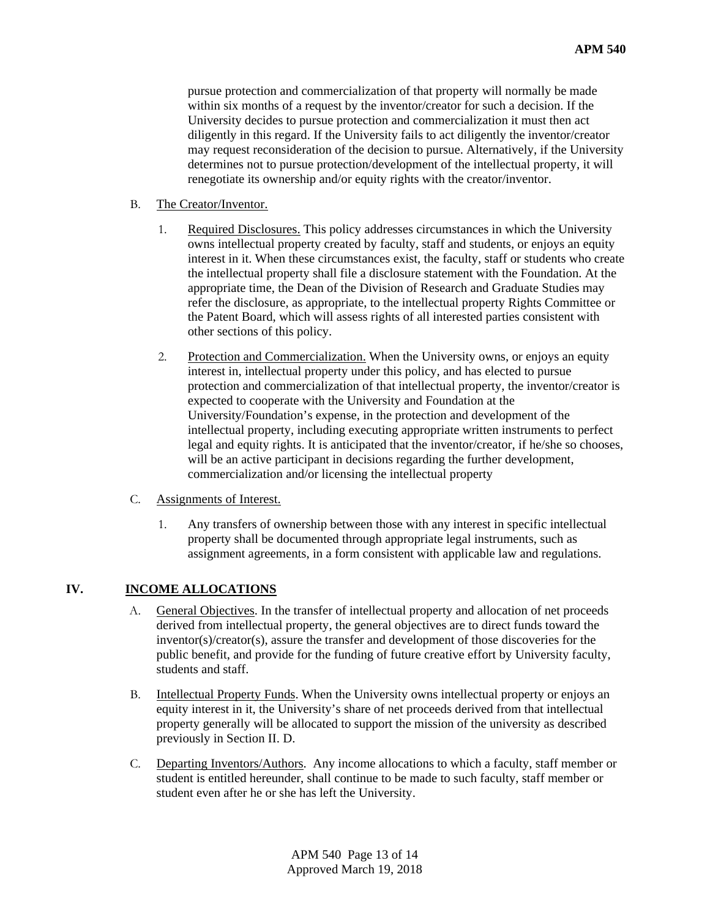pursue protection and commercialization of that property will normally be made within six months of a request by the inventor/creator for such a decision. If the University decides to pursue protection and commercialization it must then act diligently in this regard. If the University fails to act diligently the inventor/creator may request reconsideration of the decision to pursue. Alternatively, if the University determines not to pursue protection/development of the intellectual property, it will renegotiate its ownership and/or equity rights with the creator/inventor.

B. <u>The Creator/Inventor.</u>

1. <u>Required Disclosures.</u> This policy addresses circumstances in which the University owns intellectual property created by faculty, staff and students, or enjoys an equity interest in it. When these circumstances exist, the faculty, staff or students who create the intellectual property shall file a disclosure statement with the Foundation. At the appropriate time, the Dean of the Division of Research and Graduate Studies may refer the disclosure, as appropriate, to the intellectual property Rights Committee or the Patent Board, which will assess rights of all interested parties consistent with other sections of this policy.

2. <u>Protection and Commercialization.</u> When the University owns, or enjoys an equity interest in, intellectual property under this policy, and has elected to pursue protection and commercialization of that intellectual property, the inventor/creator is expected to cooperate with the University and Foundation at the University/Foundation's expense, in the protection and development of the intellectual property, including executing appropriate written instruments to perfect legal and equity rights. It is anticipated that the inventor/creator, if he/she so chooses, will be an active participant in decisions regarding the further development, commercialization and/or licensing the intellectual property

C. <u>Assignments of Interest.</u>

1. Any transfers of ownership between those with any interest in specific intellectual property shall be documented through appropriate legal instruments, such as assignment agreements, in a form consistent with applicable law and regulations.

## IV. INCOME ALLOCATIONS

A. <u>General Objectives</u>. In the transfer of intellectual property and allocation of net proceeds derived from intellectual property, the general objectives are to direct funds toward the inventor(s)/creator(s), assure the transfer and development of those discoveries for the public benefit, and provide for the funding of future creative effort by University faculty, students and staff.

B. <u>Intellectual Property Funds</u>. When the University owns intellectual property or enjoys an equity interest in it, the University's share of net proceeds derived from that intellectual property generally will be allocated to support the mission of the university as described previously in Section II. D.

C. <u>Departing Inventors/Authors</u>. Any income allocations to which a faculty, staff member or student is entitled hereunder, shall continue to be made to such faculty, staff member or student even after he or she has left the University.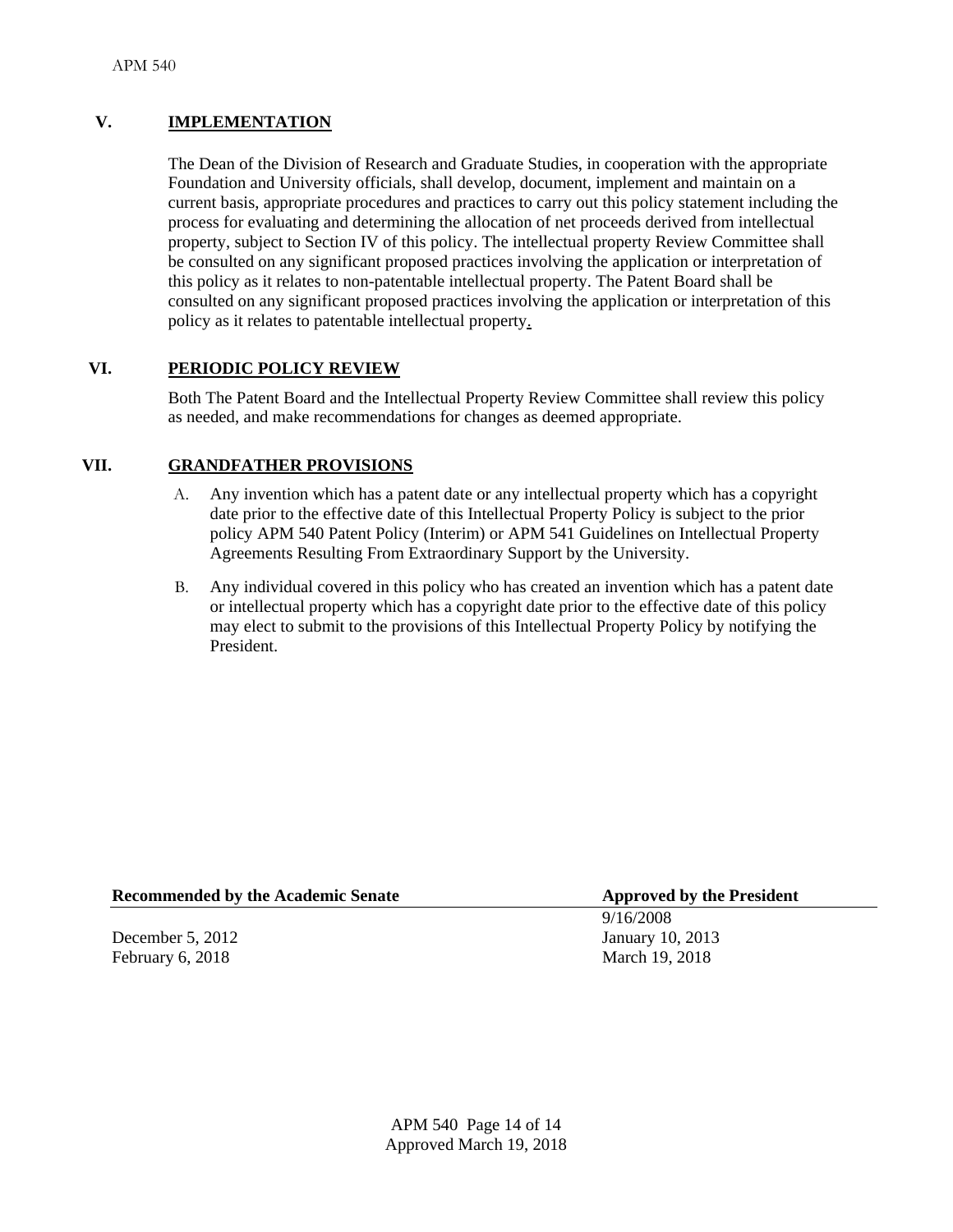## V. IMPLEMENTATION

The Dean of the Division of Research and Graduate Studies, in cooperation with the appropriate Foundation and University officials, shall develop, document, implement and maintain on a current basis, appropriate procedures and practices to carry out this policy statement including the process for evaluating and determining the allocation of net proceeds derived from intellectual property, subject to Section IV of this policy. The intellectual property Review Committee shall be consulted on any significant proposed practices involving the application or interpretation of this policy as it relates to non-patentable intellectual property. The Patent Board shall be consulted on any significant proposed practices involving the application or interpretation of this policy as it relates to patentable intellectual property.

## VI. PERIODIC POLICY REVIEW

Both The Patent Board and the Intellectual Property Review Committee shall review this policy as needed, and make recommendations for changes as deemed appropriate.

## VII. GRANDFATHER PROVISIONS

A. Any invention which has a patent date or any intellectual property which has a copyright date prior to the effective date of this Intellectual Property Policy is subject to the prior policy APM 540 Patent Policy (Interim) or APM 541 Guidelines on Intellectual Property Agreements Resulting From Extraordinary Support by the University.

B. Any individual covered in this policy who has created an invention which has a patent date or intellectual property which has a copyright date prior to the effective date of this policy may elect to submit to the provisions of this Intellectual Property Policy by notifying the President.

| Recommended by the Academic Senate | Approved by the President |
|---|---|
| | 9/16/2008 |
| December 5, 2012 | January 10, 2013 |
| February 6, 2018 | March 19, 2018 |